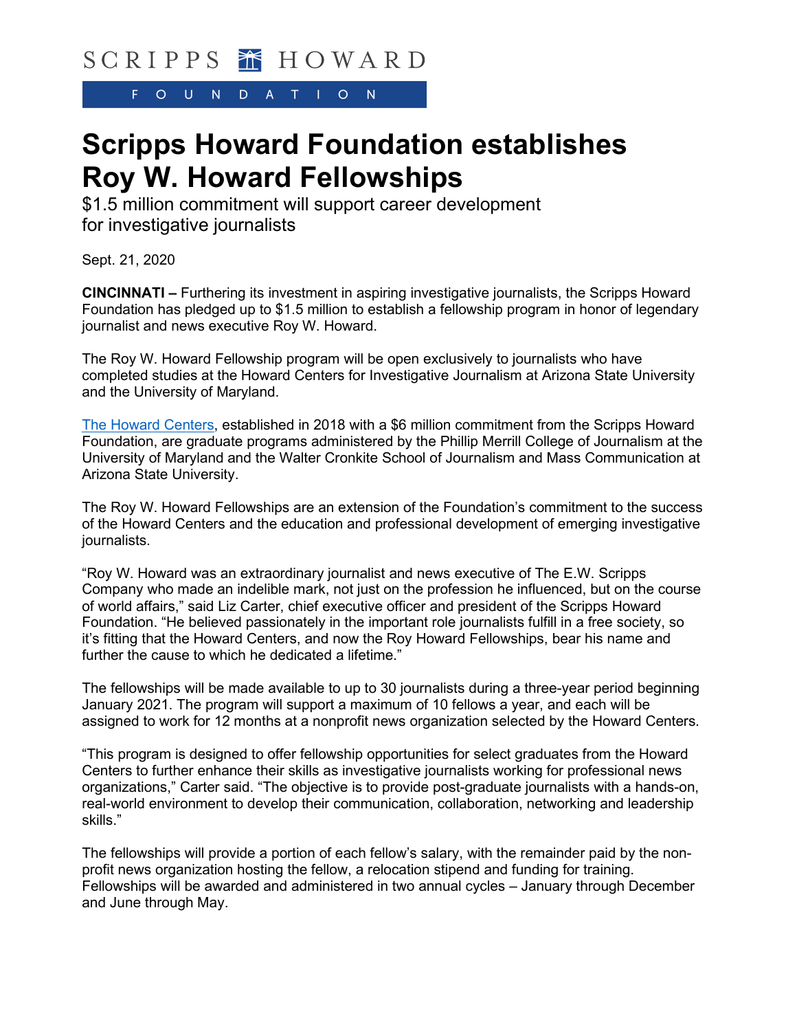SCRIPPS HOWARD

FOUNDATION

# Scripps Howard Foundation establishes Roy W. Howard Fellowships

$1.5 million commitment will support career development for investigative journalists

Sept. 21, 2020

**CINCINNATI –** Furthering its investment in aspiring investigative journalists, the Scripps Howard Foundation has pledged up to $1.5 million to establish a fellowship program in honor of legendary journalist and news executive Roy W. Howard.

The Roy W. Howard Fellowship program will be open exclusively to journalists who have completed studies at the Howard Centers for Investigative Journalism at Arizona State University and the University of Maryland.

The Howard Centers, established in 2018 with a $6 million commitment from the Scripps Howard Foundation, are graduate programs administered by the Phillip Merrill College of Journalism at the University of Maryland and the Walter Cronkite School of Journalism and Mass Communication at Arizona State University.

The Roy W. Howard Fellowships are an extension of the Foundation's commitment to the success of the Howard Centers and the education and professional development of emerging investigative journalists.

"Roy W. Howard was an extraordinary journalist and news executive of The E.W. Scripps Company who made an indelible mark, not just on the profession he influenced, but on the course of world affairs," said Liz Carter, chief executive officer and president of the Scripps Howard Foundation. "He believed passionately in the important role journalists fulfill in a free society, so it's fitting that the Howard Centers, and now the Roy Howard Fellowships, bear his name and further the cause to which he dedicated a lifetime."

The fellowships will be made available to up to 30 journalists during a three-year period beginning January 2021. The program will support a maximum of 10 fellows a year, and each will be assigned to work for 12 months at a nonprofit news organization selected by the Howard Centers.

"This program is designed to offer fellowship opportunities for select graduates from the Howard Centers to further enhance their skills as investigative journalists working for professional news organizations," Carter said. "The objective is to provide post-graduate journalists with a hands-on, real-world environment to develop their communication, collaboration, networking and leadership skills."

The fellowships will provide a portion of each fellow's salary, with the remainder paid by the non-profit news organization hosting the fellow, a relocation stipend and funding for training. Fellowships will be awarded and administered in two annual cycles – January through December and June through May.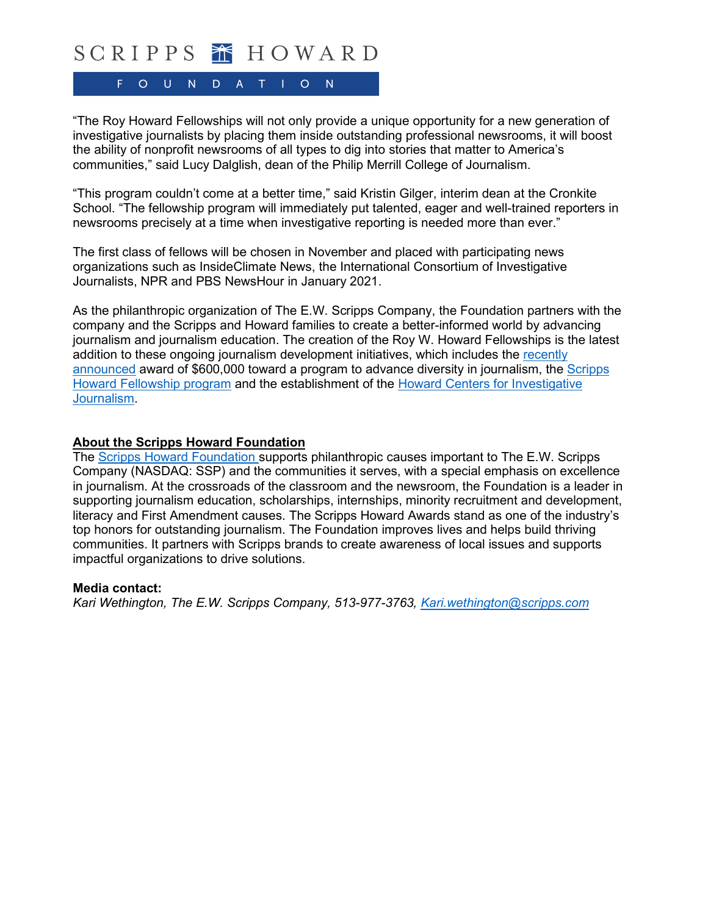“The Roy Howard Fellowships will not only provide a unique opportunity for a new generation of investigative journalists by placing them inside outstanding professional newsrooms, it will boost the ability of nonprofit newsrooms of all types to dig into stories that matter to America’s communities,” said Lucy Dalglish, dean of the Philip Merrill College of Journalism.

“This program couldn’t come at a better time,” said Kristin Gilger, interim dean at the Cronkite School. “The fellowship program will immediately put talented, eager and well-trained reporters in newsrooms precisely at a time when investigative reporting is needed more than ever.”

The first class of fellows will be chosen in November and placed with participating news organizations such as InsideClimate News, the International Consortium of Investigative Journalists, NPR and PBS NewsHour in January 2021.

As the philanthropic organization of The E.W. Scripps Company, the Foundation partners with the company and the Scripps and Howard families to create a better-informed world by advancing journalism and journalism education. The creation of the Roy W. Howard Fellowships is the latest addition to these ongoing journalism development initiatives, which includes the recently announced award of $600,000 toward a program to advance diversity in journalism, the Scripps Howard Fellowship program and the establishment of the Howard Centers for Investigative Journalism.

## About the Scripps Howard Foundation

The Scripps Howard Foundation supports philanthropic causes important to The E.W. Scripps Company (NASDAQ: SSP) and the communities it serves, with a special emphasis on excellence in journalism. At the crossroads of the classroom and the newsroom, the Foundation is a leader in supporting journalism education, scholarships, internships, minority recruitment and development, literacy and First Amendment causes. The Scripps Howard Awards stand as one of the industry’s top honors for outstanding journalism. The Foundation improves lives and helps build thriving communities. It partners with Scripps brands to create awareness of local issues and supports impactful organizations to drive solutions.

**Media contact:**
*Kari Wethington, The E.W. Scripps Company, 513-977-3763, Kari.wethington@scripps.com*